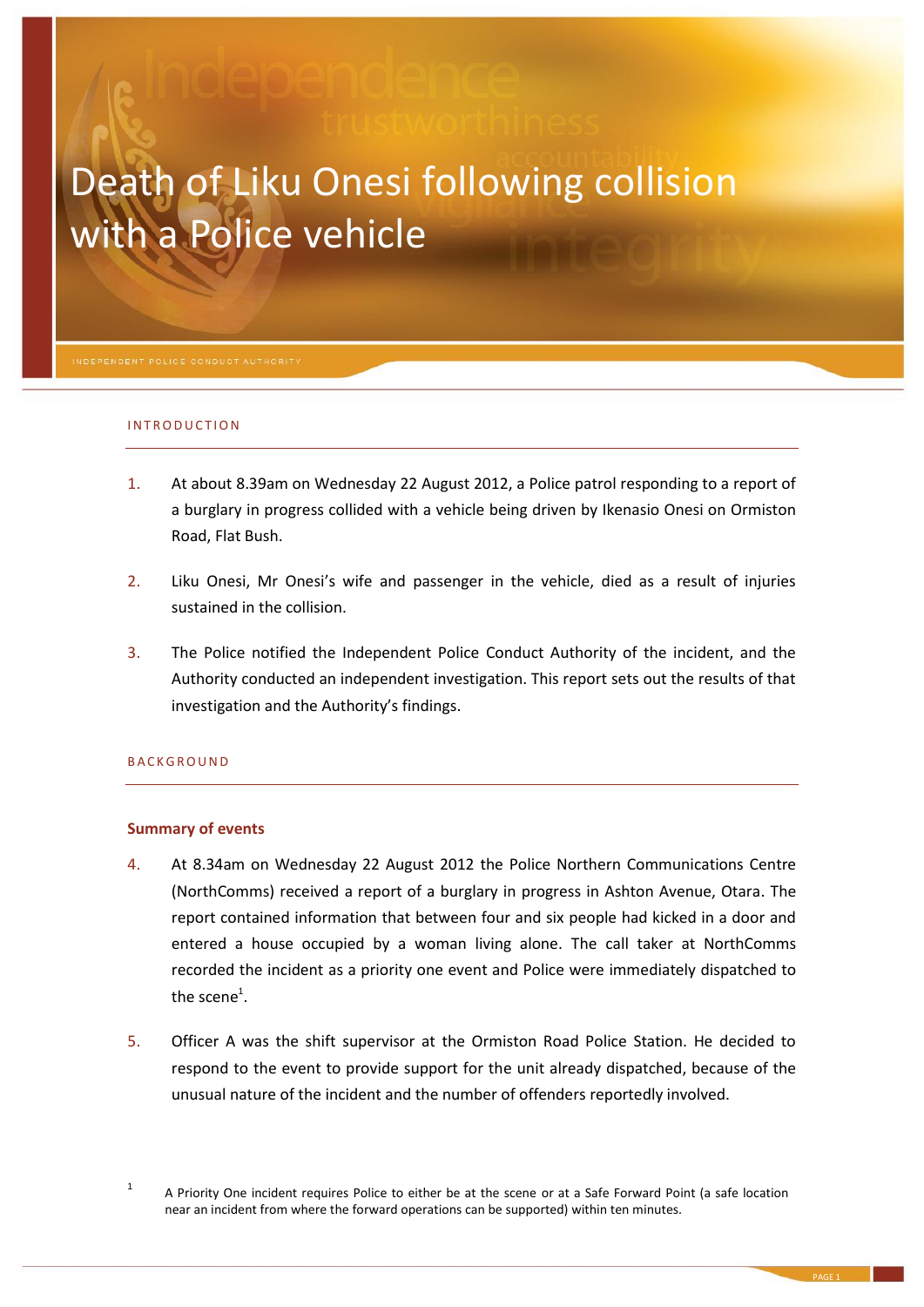# Death of Liku Onesi following collision with a Police vehicle

INDEPENDENT POLICE CONDUCT AUTHORITY

## INTRODUCTION

1. At about 8.39am on Wednesday 22 August 2012, a Police patrol responding to a report of a burglary in progress collided with a vehicle being driven by Ikenasio Onesi on Ormiston Road, Flat Bush.

2. Liku Onesi, Mr Onesi's wife and passenger in the vehicle, died as a result of injuries sustained in the collision.

3. The Police notified the Independent Police Conduct Authority of the incident, and the Authority conducted an independent investigation. This report sets out the results of that investigation and the Authority's findings.

## BACKGROUND

### Summary of events

4. At 8.34am on Wednesday 22 August 2012 the Police Northern Communications Centre (NorthComms) received a report of a burglary in progress in Ashton Avenue, Otara. The report contained information that between four and six people had kicked in a door and entered a house occupied by a woman living alone. The call taker at NorthComms recorded the incident as a priority one event and Police were immediately dispatched to the scene[1].

5. Officer A was the shift supervisor at the Ormiston Road Police Station. He decided to respond to the event to provide support for the unit already dispatched, because of the unusual nature of the incident and the number of offenders reportedly involved.

[1] A Priority One incident requires Police to either be at the scene or at a Safe Forward Point (a safe location near an incident from where the forward operations can be supported) within ten minutes.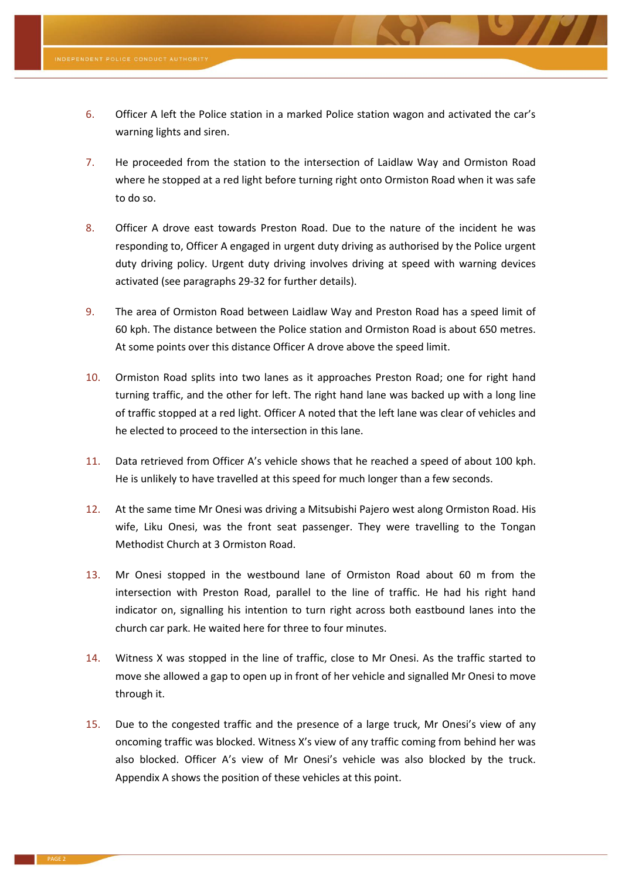6. Officer A left the Police station in a marked Police station wagon and activated the car's warning lights and siren.

7. He proceeded from the station to the intersection of Laidlaw Way and Ormiston Road where he stopped at a red light before turning right onto Ormiston Road when it was safe to do so.

8. Officer A drove east towards Preston Road. Due to the nature of the incident he was responding to, Officer A engaged in urgent duty driving as authorised by the Police urgent duty driving policy. Urgent duty driving involves driving at speed with warning devices activated (see paragraphs 29-32 for further details).

9. The area of Ormiston Road between Laidlaw Way and Preston Road has a speed limit of 60 kph. The distance between the Police station and Ormiston Road is about 650 metres. At some points over this distance Officer A drove above the speed limit.

10. Ormiston Road splits into two lanes as it approaches Preston Road; one for right hand turning traffic, and the other for left. The right hand lane was backed up with a long line of traffic stopped at a red light. Officer A noted that the left lane was clear of vehicles and he elected to proceed to the intersection in this lane.

11. Data retrieved from Officer A's vehicle shows that he reached a speed of about 100 kph. He is unlikely to have travelled at this speed for much longer than a few seconds.

12. At the same time Mr Onesi was driving a Mitsubishi Pajero west along Ormiston Road. His wife, Liku Onesi, was the front seat passenger. They were travelling to the Tongan Methodist Church at 3 Ormiston Road.

13. Mr Onesi stopped in the westbound lane of Ormiston Road about 60 m from the intersection with Preston Road, parallel to the line of traffic. He had his right hand indicator on, signalling his intention to turn right across both eastbound lanes into the church car park. He waited here for three to four minutes.

14. Witness X was stopped in the line of traffic, close to Mr Onesi. As the traffic started to move she allowed a gap to open up in front of her vehicle and signalled Mr Onesi to move through it.

15. Due to the congested traffic and the presence of a large truck, Mr Onesi's view of any oncoming traffic was blocked. Witness X's view of any traffic coming from behind her was also blocked. Officer A's view of Mr Onesi's vehicle was also blocked by the truck. Appendix A shows the position of these vehicles at this point.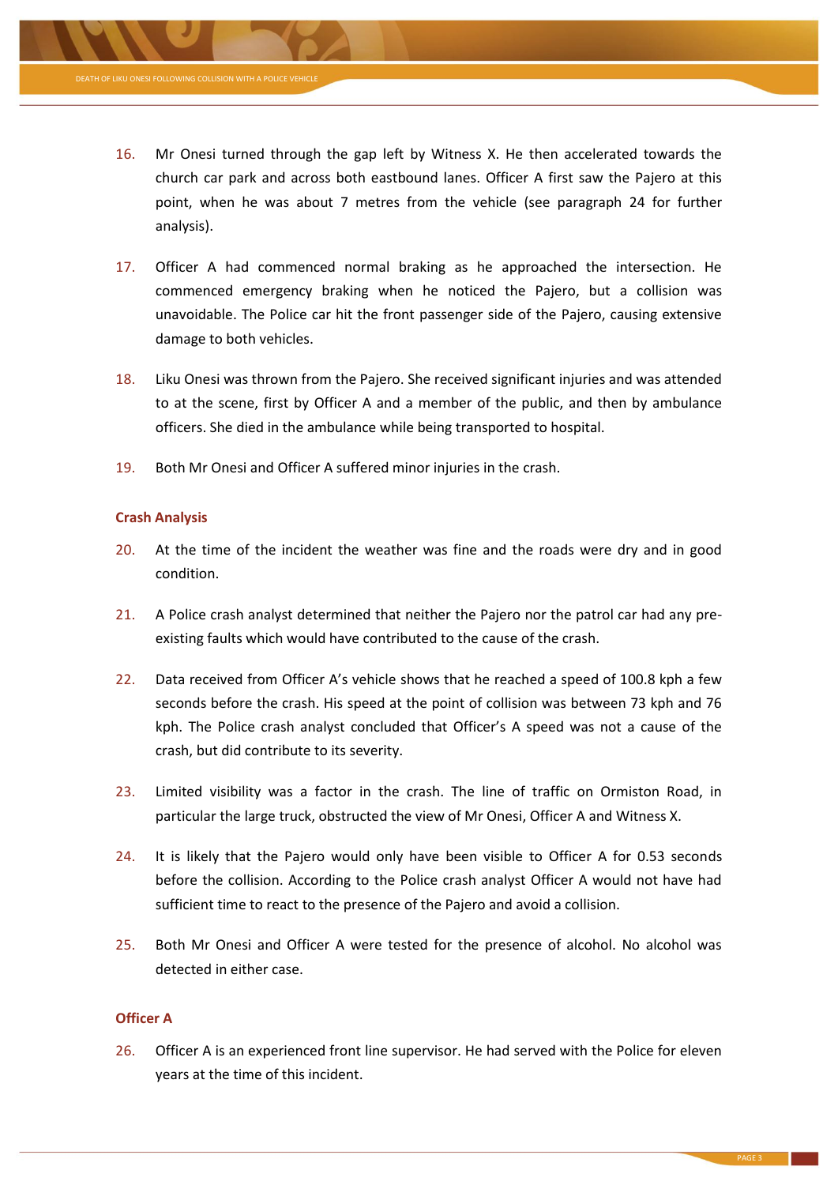16. Mr Onesi turned through the gap left by Witness X. He then accelerated towards the church car park and across both eastbound lanes. Officer A first saw the Pajero at this point, when he was about 7 metres from the vehicle (see paragraph 24 for further analysis).

17. Officer A had commenced normal braking as he approached the intersection. He commenced emergency braking when he noticed the Pajero, but a collision was unavoidable. The Police car hit the front passenger side of the Pajero, causing extensive damage to both vehicles.

18. Liku Onesi was thrown from the Pajero. She received significant injuries and was attended to at the scene, first by Officer A and a member of the public, and then by ambulance officers. She died in the ambulance while being transported to hospital.

19. Both Mr Onesi and Officer A suffered minor injuries in the crash.

## Crash Analysis

20. At the time of the incident the weather was fine and the roads were dry and in good condition.

21. A Police crash analyst determined that neither the Pajero nor the patrol car had any pre-existing faults which would have contributed to the cause of the crash.

22. Data received from Officer A's vehicle shows that he reached a speed of 100.8 kph a few seconds before the crash. His speed at the point of collision was between 73 kph and 76 kph. The Police crash analyst concluded that Officer's A speed was not a cause of the crash, but did contribute to its severity.

23. Limited visibility was a factor in the crash. The line of traffic on Ormiston Road, in particular the large truck, obstructed the view of Mr Onesi, Officer A and Witness X.

24. It is likely that the Pajero would only have been visible to Officer A for 0.53 seconds before the collision. According to the Police crash analyst Officer A would not have had sufficient time to react to the presence of the Pajero and avoid a collision.

25. Both Mr Onesi and Officer A were tested for the presence of alcohol. No alcohol was detected in either case.

## Officer A

26. Officer A is an experienced front line supervisor. He had served with the Police for eleven years at the time of this incident.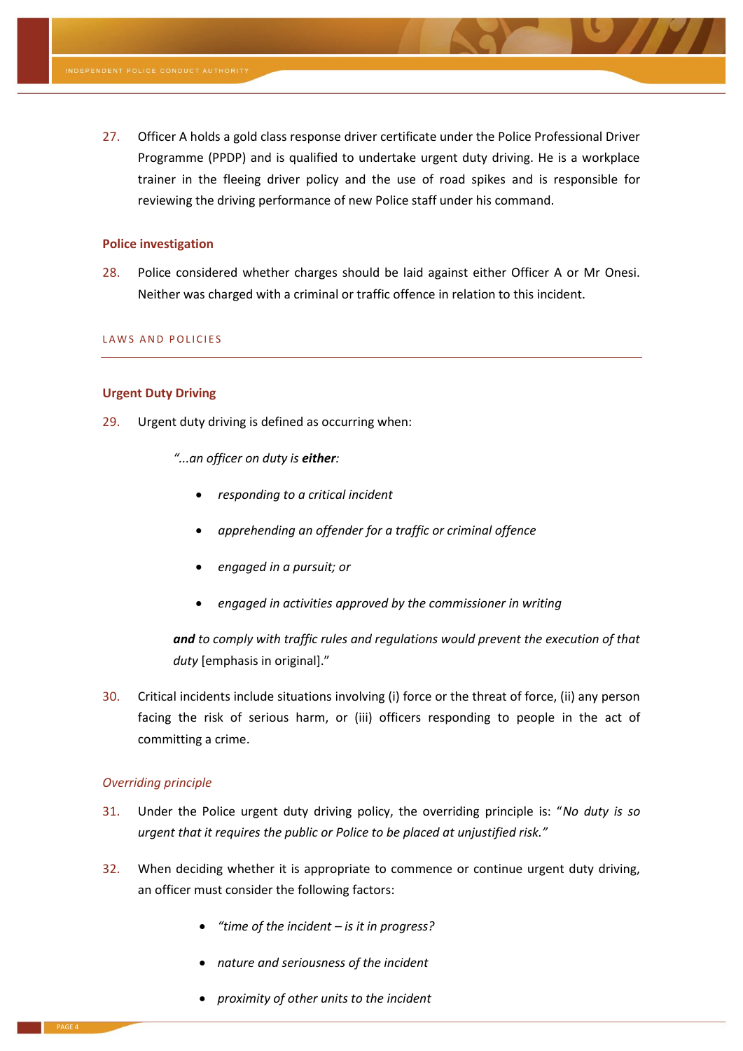27. Officer A holds a gold class response driver certificate under the Police Professional Driver Programme (PPDP) and is qualified to undertake urgent duty driving. He is a workplace trainer in the fleeing driver policy and the use of road spikes and is responsible for reviewing the driving performance of new Police staff under his command.

### Police investigation

28. Police considered whether charges should be laid against either Officer A or Mr Onesi. Neither was charged with a criminal or traffic offence in relation to this incident.

## LAWS AND POLICIES

### Urgent Duty Driving

29. Urgent duty driving is defined as occurring when:

> *"...an officer on duty is* ***either****:*
>
> - *responding to a critical incident*
> - *apprehending an offender for a traffic or criminal offence*
> - *engaged in a pursuit; or*
> - *engaged in activities approved by the commissioner in writing*
>
> ***and*** *to comply with traffic rules and regulations would prevent the execution of that duty* [emphasis in original]."

30. Critical incidents include situations involving (i) force or the threat of force, (ii) any person facing the risk of serious harm, or (iii) officers responding to people in the act of committing a crime.

#### *Overriding principle*

31. Under the Police urgent duty driving policy, the overriding principle is: "*No duty is so urgent that it requires the public or Police to be placed at unjustified risk.*"

32. When deciding whether it is appropriate to commence or continue urgent duty driving, an officer must consider the following factors:

   - *"time of the incident – is it in progress?*
   - *nature and seriousness of the incident*
   - *proximity of other units to the incident*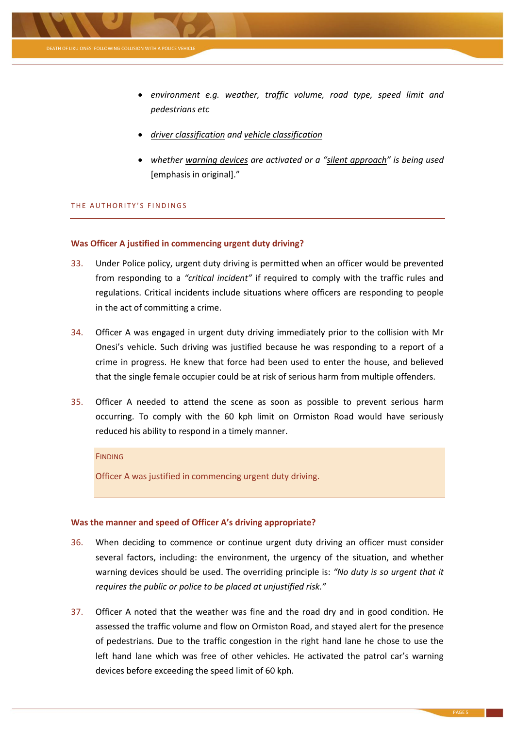- *environment e.g. weather, traffic volume, road type, speed limit and pedestrians etc*
- *driver classification and vehicle classification*
- *whether warning devices are activated or a "silent approach" is being used* [emphasis in original]."

## THE AUTHORITY'S FINDINGS

### Was Officer A justified in commencing urgent duty driving?

33. Under Police policy, urgent duty driving is permitted when an officer would be prevented from responding to a *"critical incident"* if required to comply with the traffic rules and regulations. Critical incidents include situations where officers are responding to people in the act of committing a crime.

34. Officer A was engaged in urgent duty driving immediately prior to the collision with Mr Onesi's vehicle. Such driving was justified because he was responding to a report of a crime in progress. He knew that force had been used to enter the house, and believed that the single female occupier could be at risk of serious harm from multiple offenders.

35. Officer A needed to attend the scene as soon as possible to prevent serious harm occurring. To comply with the 60 kph limit on Ormiston Road would have seriously reduced his ability to respond in a timely manner.

> FINDING
>
> Officer A was justified in commencing urgent duty driving.

### Was the manner and speed of Officer A's driving appropriate?

36. When deciding to commence or continue urgent duty driving an officer must consider several factors, including: the environment, the urgency of the situation, and whether warning devices should be used. The overriding principle is: *"No duty is so urgent that it requires the public or police to be placed at unjustified risk."*

37. Officer A noted that the weather was fine and the road dry and in good condition. He assessed the traffic volume and flow on Ormiston Road, and stayed alert for the presence of pedestrians. Due to the traffic congestion in the right hand lane he chose to use the left hand lane which was free of other vehicles. He activated the patrol car's warning devices before exceeding the speed limit of 60 kph.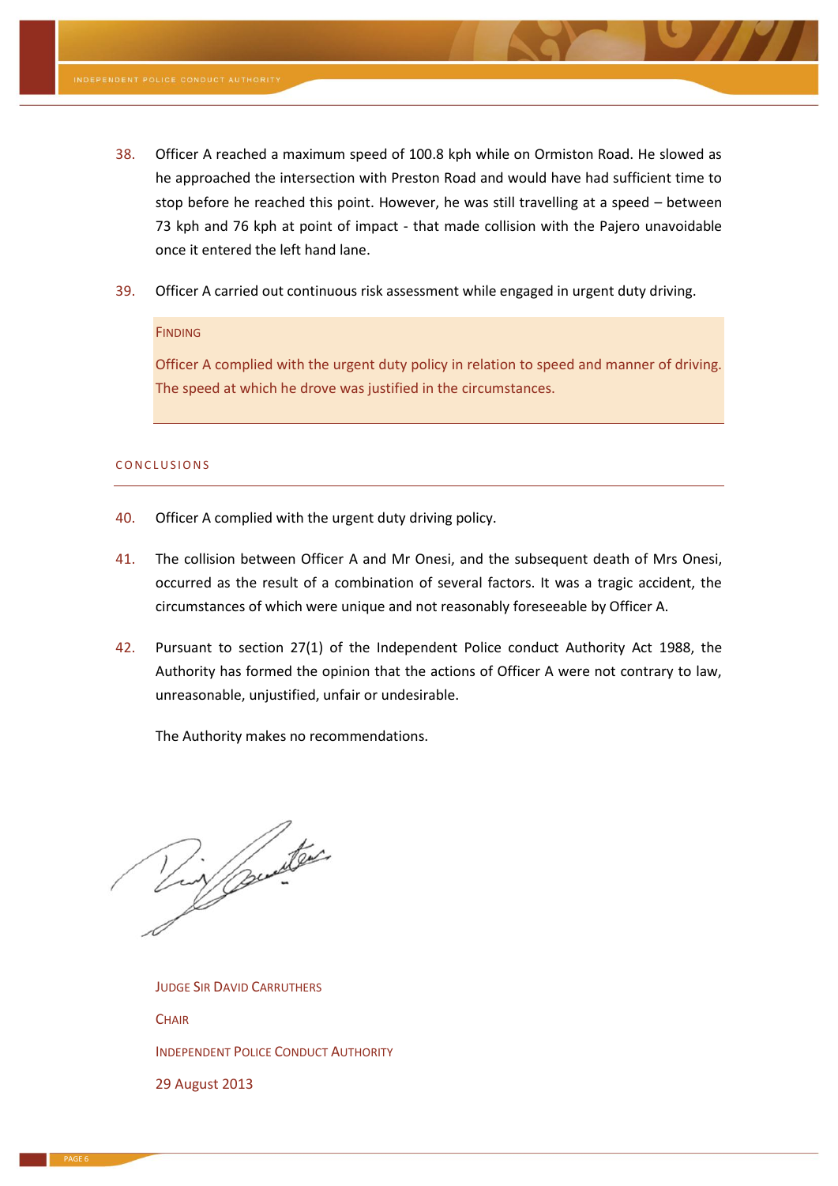38. Officer A reached a maximum speed of 100.8 kph while on Ormiston Road. He slowed as he approached the intersection with Preston Road and would have had sufficient time to stop before he reached this point. However, he was still travelling at a speed – between 73 kph and 76 kph at point of impact - that made collision with the Pajero unavoidable once it entered the left hand lane.

39. Officer A carried out continuous risk assessment while engaged in urgent duty driving.

> **FINDING**
>
> Officer A complied with the urgent duty policy in relation to speed and manner of driving. The speed at which he drove was justified in the circumstances.

## CONCLUSIONS

40. Officer A complied with the urgent duty driving policy.

41. The collision between Officer A and Mr Onesi, and the subsequent death of Mrs Onesi, occurred as the result of a combination of several factors. It was a tragic accident, the circumstances of which were unique and not reasonably foreseeable by Officer A.

42. Pursuant to section 27(1) of the Independent Police conduct Authority Act 1988, the Authority has formed the opinion that the actions of Officer A were not contrary to law, unreasonable, unjustified, unfair or undesirable.

The Authority makes no recommendations.

JUDGE SIR DAVID CARRUTHERS

CHAIR

INDEPENDENT POLICE CONDUCT AUTHORITY

29 August 2013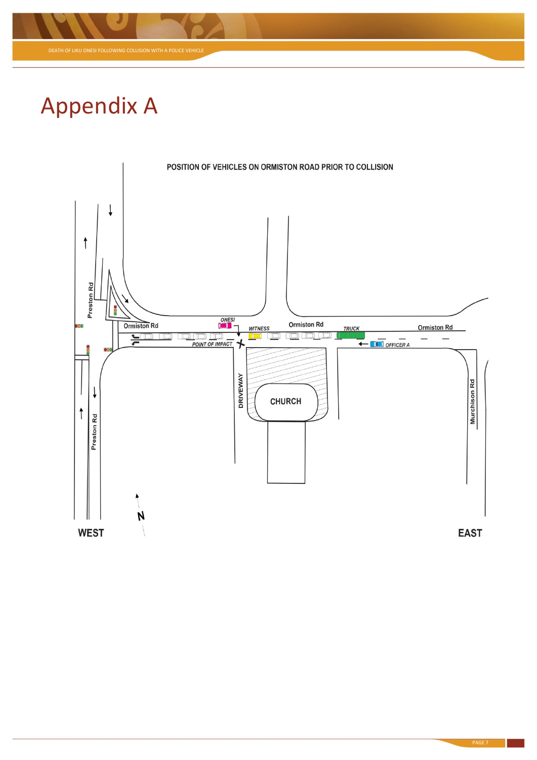# Appendix A

POSITION OF VEHICLES ON ORMISTON ROAD PRIOR TO COLLISION

Preston Rd

Ormiston Rd

ONESI

WITNESS

Ormiston Rd

TRUCK

Ormiston Rd

POINT OF IMPACT

OFFICER A

DRIVEWAY

CHURCH

Murchison Rd

Preston Rd

N

WEST

EAST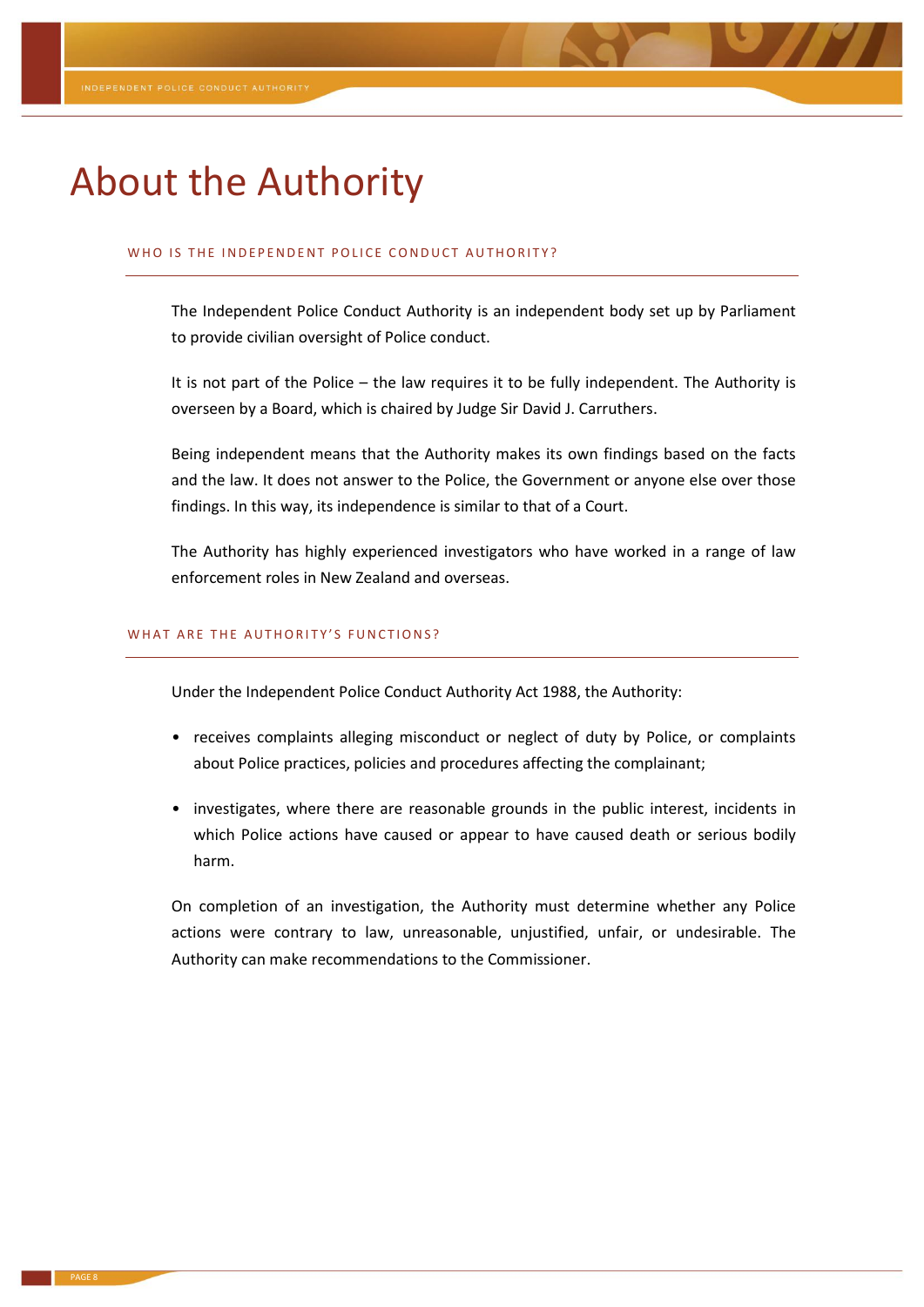# About the Authority

## WHO IS THE INDEPENDENT POLICE CONDUCT AUTHORITY?

The Independent Police Conduct Authority is an independent body set up by Parliament to provide civilian oversight of Police conduct.

It is not part of the Police – the law requires it to be fully independent. The Authority is overseen by a Board, which is chaired by Judge Sir David J. Carruthers.

Being independent means that the Authority makes its own findings based on the facts and the law. It does not answer to the Police, the Government or anyone else over those findings. In this way, its independence is similar to that of a Court.

The Authority has highly experienced investigators who have worked in a range of law enforcement roles in New Zealand and overseas.

## WHAT ARE THE AUTHORITY'S FUNCTIONS?

Under the Independent Police Conduct Authority Act 1988, the Authority:

- receives complaints alleging misconduct or neglect of duty by Police, or complaints about Police practices, policies and procedures affecting the complainant;
- investigates, where there are reasonable grounds in the public interest, incidents in which Police actions have caused or appear to have caused death or serious bodily harm.

On completion of an investigation, the Authority must determine whether any Police actions were contrary to law, unreasonable, unjustified, unfair, or undesirable. The Authority can make recommendations to the Commissioner.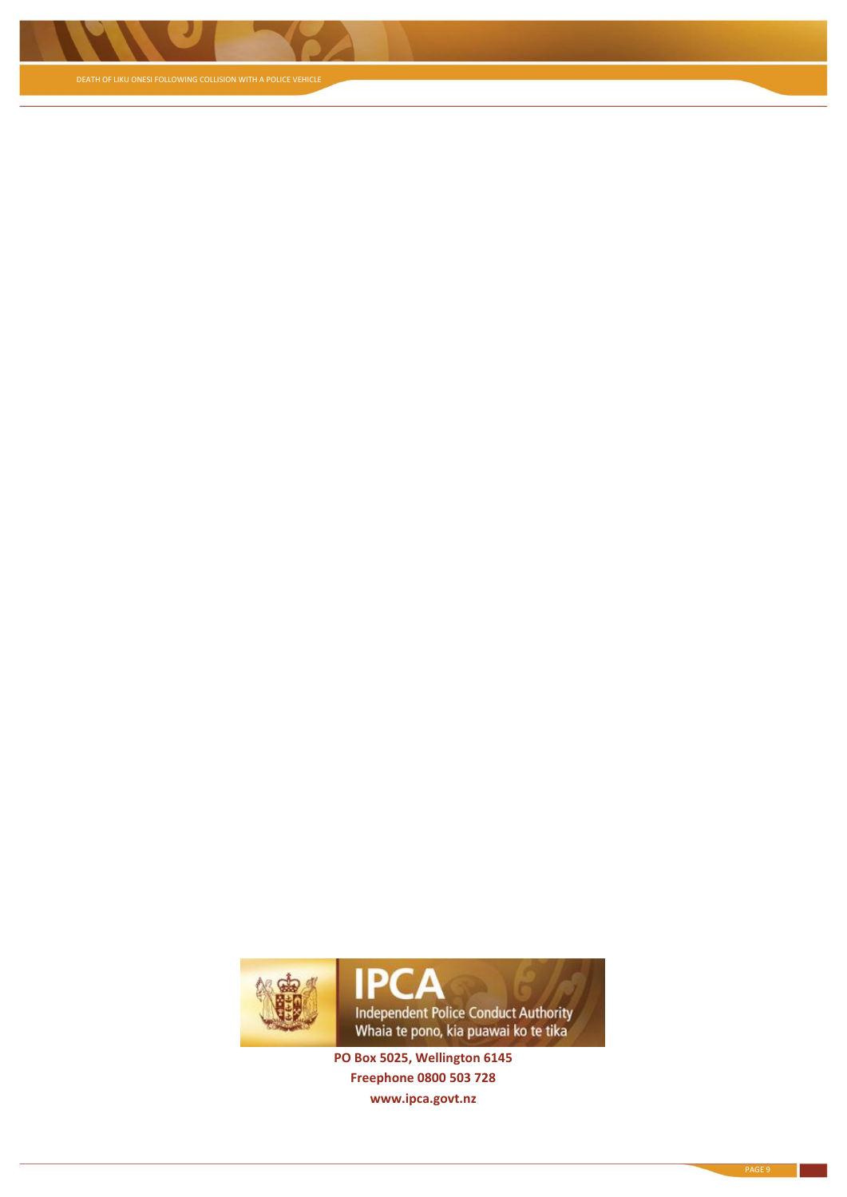IPCA

Independent Police Conduct Authority

Whaia te pono, kia puawai ko te tika

**PO Box 5025, Wellington 6145**

**Freephone 0800 503 728**

**www.ipca.govt.nz**